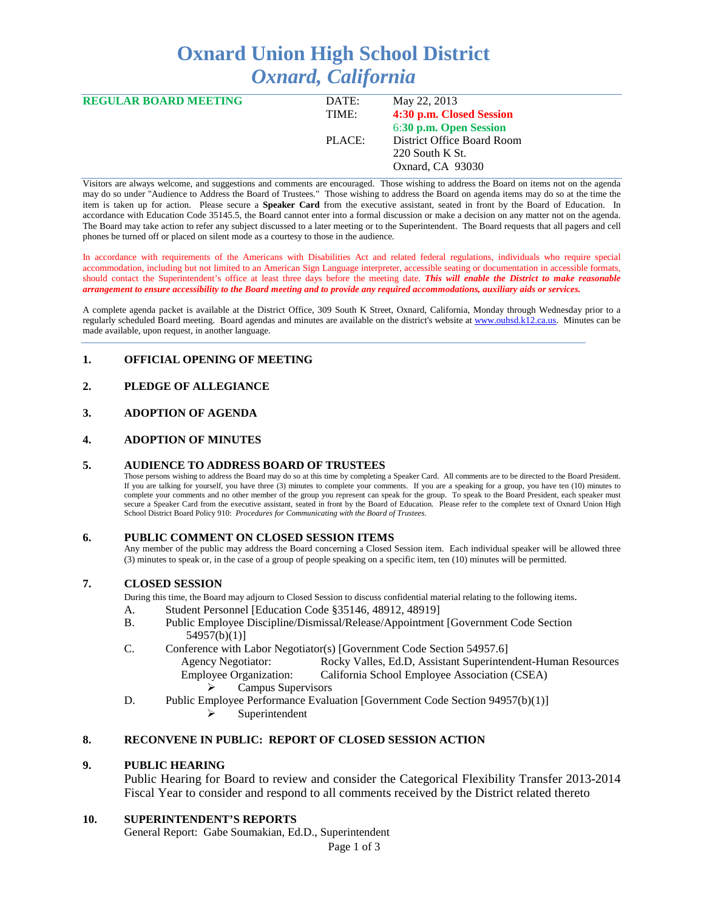# Oxnard Union High School District
## *Oxnard, California*

| **REGULAR BOARD MEETING** | DATE: | May 22, 2013 |
|---|---|---|
| | TIME: | **4:30 p.m. Closed Session** |
| | | **6:30 p.m. Open Session** |
| | PLACE: | District Office Board Room |
| | | 220 South K St. |
| | | Oxnard, CA 93030 |

Visitors are always welcome, and suggestions and comments are encouraged. Those wishing to address the Board on items not on the agenda may do so under "Audience to Address the Board of Trustees." Those wishing to address the Board on agenda items may do so at the time the item is taken up for action. Please secure a **Speaker Card** from the executive assistant, seated in front by the Board of Education. In accordance with Education Code 35145.5, the Board cannot enter into a formal discussion or make a decision on any matter not on the agenda. The Board may take action to refer any subject discussed to a later meeting or to the Superintendent. The Board requests that all pagers and cell phones be turned off or placed on silent mode as a courtesy to those in the audience.

In accordance with requirements of the Americans with Disabilities Act and related federal regulations, individuals who require special accommodation, including but not limited to an American Sign Language interpreter, accessible seating or documentation in accessible formats, should contact the Superintendent's office at least three days before the meeting date. ***This will enable the District to make reasonable arrangement to ensure accessibility to the Board meeting and to provide any required accommodations, auxiliary aids or services.***

A complete agenda packet is available at the District Office, 309 South K Street, Oxnard, California, Monday through Wednesday prior to a regularly scheduled Board meeting. Board agendas and minutes are available on the district's website at www.ouhsd.k12.ca.us. Minutes can be made available, upon request, in another language.

### 1. OFFICIAL OPENING OF MEETING

### 2. PLEDGE OF ALLEGIANCE

### 3. ADOPTION OF AGENDA

### 4. ADOPTION OF MINUTES

### 5. AUDIENCE TO ADDRESS BOARD OF TRUSTEES

Those persons wishing to address the Board may do so at this time by completing a Speaker Card. All comments are to be directed to the Board President. If you are talking for yourself, you have three (3) minutes to complete your comments. If you are a speaking for a group, you have ten (10) minutes to complete your comments and no other member of the group you represent can speak for the group. To speak to the Board President, each speaker must secure a Speaker Card from the executive assistant, seated in front by the Board of Education. Please refer to the complete text of Oxnard Union High School District Board Policy 910: *Procedures for Communicating with the Board of Trustees.*

### 6. PUBLIC COMMENT ON CLOSED SESSION ITEMS

Any member of the public may address the Board concerning a Closed Session item. Each individual speaker will be allowed three (3) minutes to speak or, in the case of a group of people speaking on a specific item, ten (10) minutes will be permitted.

### 7. CLOSED SESSION

During this time, the Board may adjourn to Closed Session to discuss confidential material relating to the following items.

A. Student Personnel [Education Code §35146, 48912, 48919]

B. Public Employee Discipline/Dismissal/Release/Appointment [Government Code Section 54957(b)(1)]

C. Conference with Labor Negotiator(s) [Government Code Section 54957.6]
   - Agency Negotiator: Rocky Valles, Ed.D, Assistant Superintendent-Human Resources
   - Employee Organization: California School Employee Association (CSEA)
     - Campus Supervisors

D. Public Employee Performance Evaluation [Government Code Section 94957(b)(1)]
   - Superintendent

### 8. RECONVENE IN PUBLIC: REPORT OF CLOSED SESSION ACTION

### 9. PUBLIC HEARING

Public Hearing for Board to review and consider the Categorical Flexibility Transfer 2013-2014 Fiscal Year to consider and respond to all comments received by the District related thereto

### 10. SUPERINTENDENT'S REPORTS

General Report: Gabe Soumakian, Ed.D., Superintendent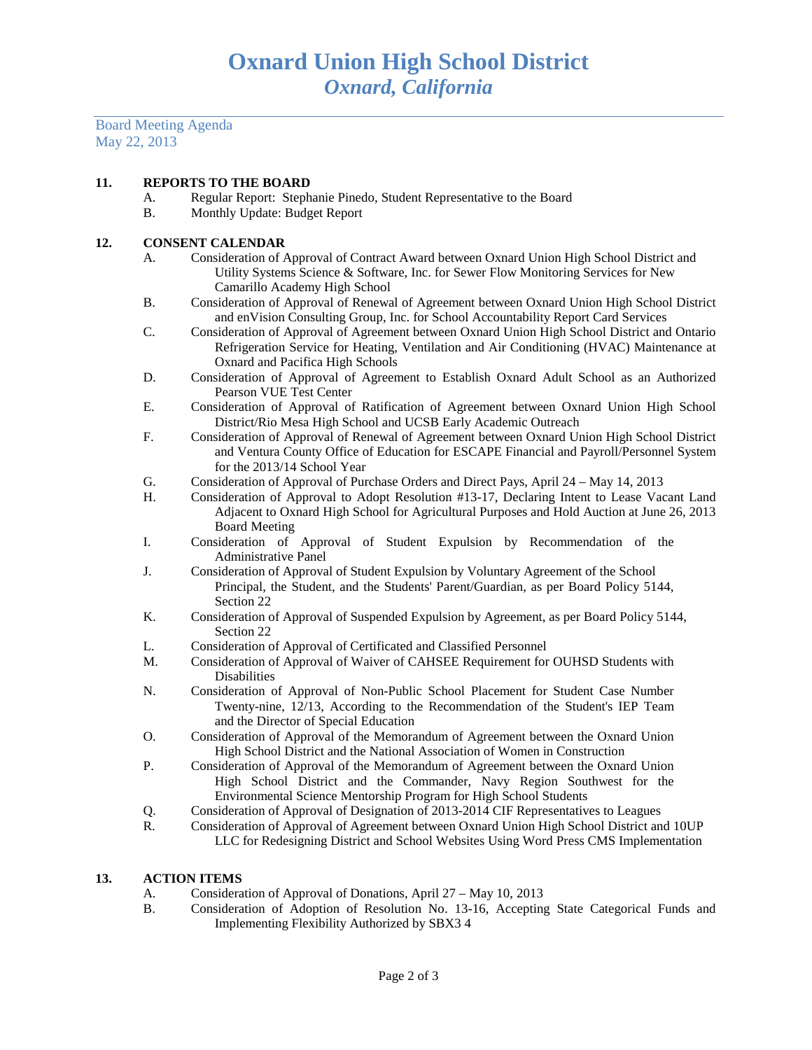# Oxnard Union High School District
## *Oxnard, California*

Board Meeting Agenda
May 22, 2013

**11. REPORTS TO THE BOARD**

A. Regular Report: Stephanie Pinedo, Student Representative to the Board
B. Monthly Update: Budget Report

**12. CONSENT CALENDAR**

A. Consideration of Approval of Contract Award between Oxnard Union High School District and Utility Systems Science & Software, Inc. for Sewer Flow Monitoring Services for New Camarillo Academy High School
B. Consideration of Approval of Renewal of Agreement between Oxnard Union High School District and enVision Consulting Group, Inc. for School Accountability Report Card Services
C. Consideration of Approval of Agreement between Oxnard Union High School District and Ontario Refrigeration Service for Heating, Ventilation and Air Conditioning (HVAC) Maintenance at Oxnard and Pacifica High Schools
D. Consideration of Approval of Agreement to Establish Oxnard Adult School as an Authorized Pearson VUE Test Center
E. Consideration of Approval of Ratification of Agreement between Oxnard Union High School District/Rio Mesa High School and UCSB Early Academic Outreach
F. Consideration of Approval of Renewal of Agreement between Oxnard Union High School District and Ventura County Office of Education for ESCAPE Financial and Payroll/Personnel System for the 2013/14 School Year
G. Consideration of Approval of Purchase Orders and Direct Pays, April 24 – May 14, 2013
H. Consideration of Approval to Adopt Resolution #13-17, Declaring Intent to Lease Vacant Land Adjacent to Oxnard High School for Agricultural Purposes and Hold Auction at June 26, 2013 Board Meeting
I. Consideration of Approval of Student Expulsion by Recommendation of the Administrative Panel
J. Consideration of Approval of Student Expulsion by Voluntary Agreement of the School Principal, the Student, and the Students' Parent/Guardian, as per Board Policy 5144, Section 22
K. Consideration of Approval of Suspended Expulsion by Agreement, as per Board Policy 5144, Section 22
L. Consideration of Approval of Certificated and Classified Personnel
M. Consideration of Approval of Waiver of CAHSEE Requirement for OUHSD Students with Disabilities
N. Consideration of Approval of Non-Public School Placement for Student Case Number Twenty-nine, 12/13, According to the Recommendation of the Student's IEP Team and the Director of Special Education
O. Consideration of Approval of the Memorandum of Agreement between the Oxnard Union High School District and the National Association of Women in Construction
P. Consideration of Approval of the Memorandum of Agreement between the Oxnard Union High School District and the Commander, Navy Region Southwest for the Environmental Science Mentorship Program for High School Students
Q. Consideration of Approval of Designation of 2013-2014 CIF Representatives to Leagues
R. Consideration of Approval of Agreement between Oxnard Union High School District and 10UP LLC for Redesigning District and School Websites Using Word Press CMS Implementation

**13. ACTION ITEMS**

A. Consideration of Approval of Donations, April 27 – May 10, 2013
B. Consideration of Adoption of Resolution No. 13-16, Accepting State Categorical Funds and Implementing Flexibility Authorized by SBX3 4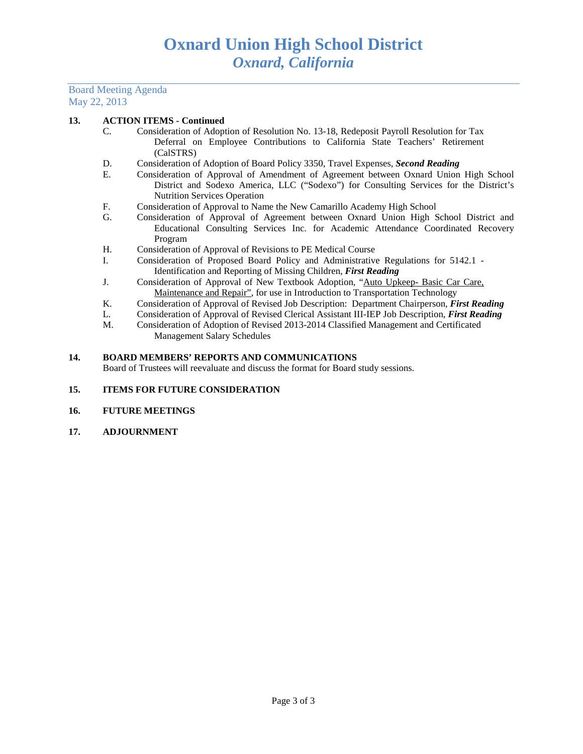# Oxnard Union High School District
## *Oxnard, California*

Board Meeting Agenda
May 22, 2013

**13. ACTION ITEMS - Continued**

C. Consideration of Adoption of Resolution No. 13-18, Redeposit Payroll Resolution for Tax Deferral on Employee Contributions to California State Teachers' Retirement (CalSTRS)

D. Consideration of Adoption of Board Policy 3350, Travel Expenses, ***Second Reading***

E. Consideration of Approval of Amendment of Agreement between Oxnard Union High School District and Sodexo America, LLC ("Sodexo") for Consulting Services for the District's Nutrition Services Operation

F. Consideration of Approval to Name the New Camarillo Academy High School

G. Consideration of Approval of Agreement between Oxnard Union High School District and Educational Consulting Services Inc. for Academic Attendance Coordinated Recovery Program

H. Consideration of Approval of Revisions to PE Medical Course

I. Consideration of Proposed Board Policy and Administrative Regulations for 5142.1 - Identification and Reporting of Missing Children, ***First Reading***

J. Consideration of Approval of New Textbook Adoption, "Auto Upkeep- Basic Car Care, Maintenance and Repair", for use in Introduction to Transportation Technology

K. Consideration of Approval of Revised Job Description: Department Chairperson, ***First Reading***

L. Consideration of Approval of Revised Clerical Assistant III-IEP Job Description, ***First Reading***

M. Consideration of Adoption of Revised 2013-2014 Classified Management and Certificated Management Salary Schedules

**14. BOARD MEMBERS' REPORTS AND COMMUNICATIONS**

Board of Trustees will reevaluate and discuss the format for Board study sessions.

**15. ITEMS FOR FUTURE CONSIDERATION**

**16. FUTURE MEETINGS**

**17. ADJOURNMENT**